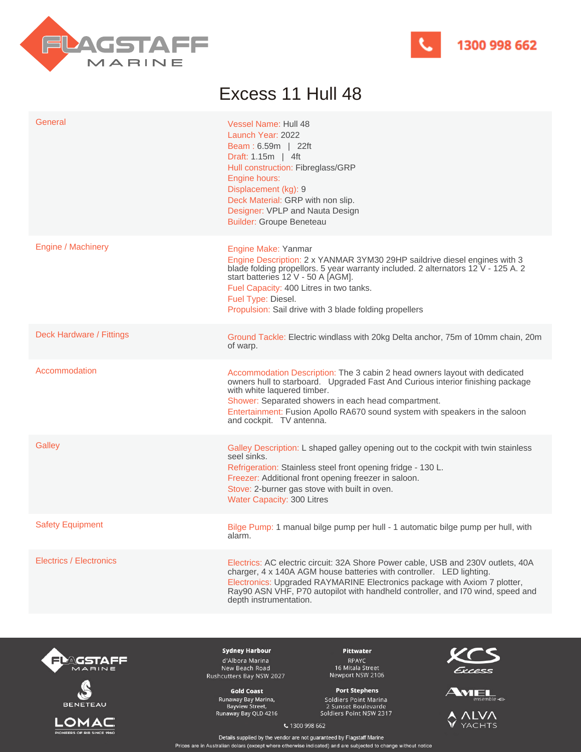FLAGSTAFF MARINE

1300 998 662

# Excess 11 Hull 48

| | |
|---|---|
| General | Vessel Name: Hull 48<br>Launch Year: 2022<br>Beam : 6.59m \| 22ft<br>Draft: 1.15m \| 4ft<br>Hull construction: Fibreglass/GRP<br>Engine hours:<br>Displacement (kg): 9<br>Deck Material: GRP with non slip.<br>Designer: VPLP and Nauta Design<br>Builder: Groupe Beneteau |
| Engine / Machinery | Engine Make: Yanmar<br>Engine Description: 2 x YANMAR 3YM30 29HP saildrive diesel engines with 3 blade folding propellors. 5 year warranty included. 2 alternators 12 V - 125 A. 2 start batteries 12 V - 50 A [AGM].<br>Fuel Capacity: 400 Litres in two tanks.<br>Fuel Type: Diesel.<br>Propulsion: Sail drive with 3 blade folding propellers |
| Deck Hardware / Fittings | Ground Tackle: Electric windlass with 20kg Delta anchor, 75m of 10mm chain, 20m of warp. |
| Accommodation | Accommodation Description: The 3 cabin 2 head owners layout with dedicated owners hull to starboard. Upgraded Fast And Curious interior finishing package with white laquered timber.<br>Shower: Separated showers in each head compartment.<br>Entertainment: Fusion Apollo RA670 sound system with speakers in the saloon and cockpit. TV antenna. |
| Galley | Galley Description: L shaped galley opening out to the cockpit with twin stainless seel sinks.<br>Refrigeration: Stainless steel front opening fridge - 130 L.<br>Freezer: Additional front opening freezer in saloon.<br>Stove: 2-burner gas stove with built in oven.<br>Water Capacity: 300 Litres |
| Safety Equipment | Bilge Pump: 1 manual bilge pump per hull - 1 automatic bilge pump per hull, with alarm. |
| Electrics / Electronics | Electrics: AC electric circuit: 32A Shore Power cable, USB and 230V outlets, 40A charger, 4 x 140A AGM house batteries with controller. LED lighting.<br>Electronics: Upgraded RAYMARINE Electronics package with Axiom 7 plotter, Ray90 ASN VHF, P70 autopilot with handheld controller, and I70 wind, speed and depth instrumentation. |

**Sydney Harbour**
d'Albora Marina
New Beach Road
Rushcutters Bay NSW 2027

**Pittwater**
RPAYC
16 Mitala Street
Newport NSW 2106

**Gold Coast**
Runaway Bay Marina,
Bayview Street,
Runaway Bay QLD 4216

**Port Stephens**
Soldiers Point Marina
2 Sunset Boulevarde
Soldiers Point NSW 2317

1300 998 662

Details supplied by the vendor are not guaranteed by Flagstaff Marine

Prices are in Australian dolars (except where otherwise indicated) and are subjected to change without notice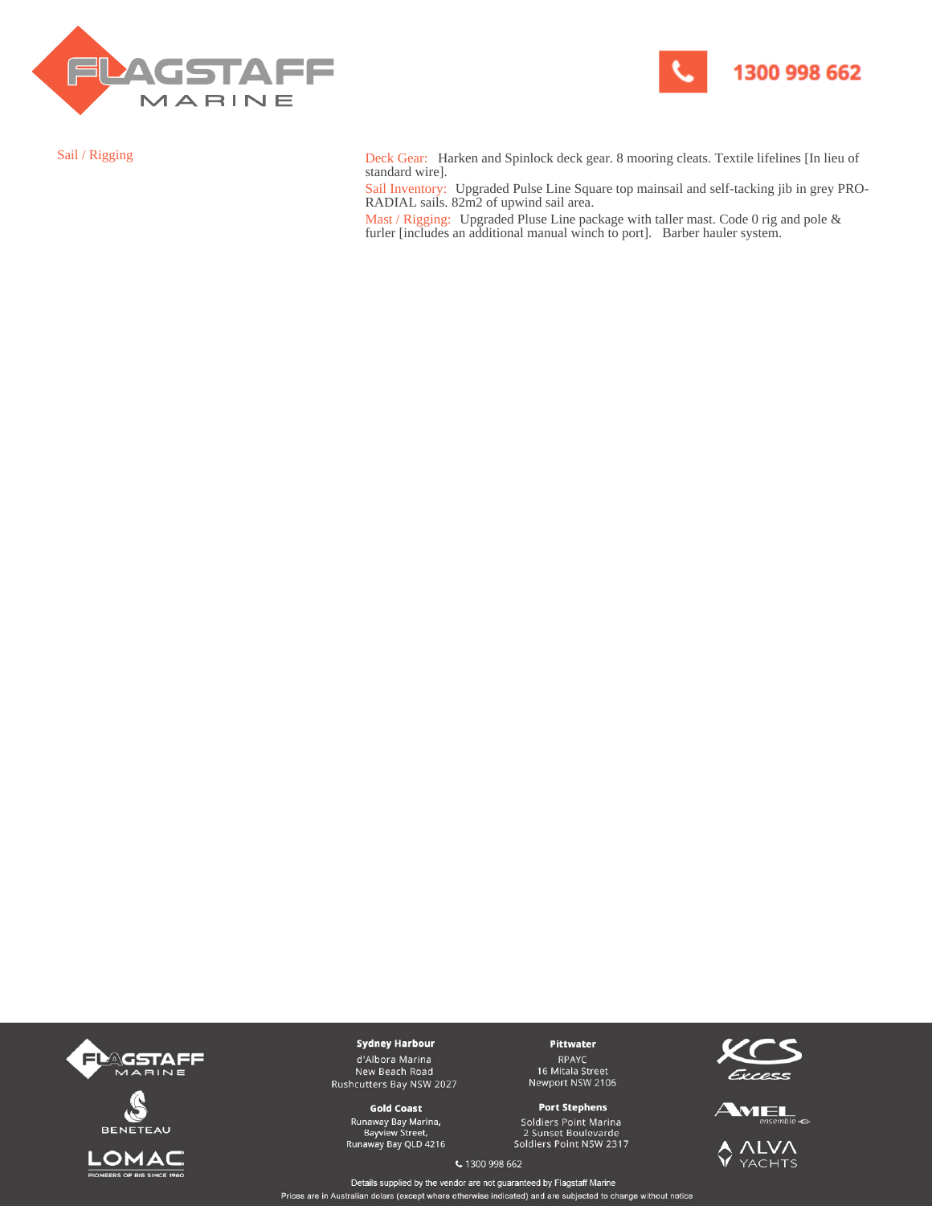## Sail / Rigging

Deck Gear: Harken and Spinlock deck gear. 8 mooring cleats. Textile lifelines [In lieu of standard wire].

Sail Inventory: Upgraded Pulse Line Square top mainsail and self-tacking jib in grey PRO-RADIAL sails. 82m2 of upwind sail area.

Mast / Rigging: Upgraded Pluse Line package with taller mast. Code 0 rig and pole & furler [includes an additional manual winch to port]. Barber hauler system.

**Sydney Harbour**
d'Albora Marina
New Beach Road
Rushcutters Bay NSW 2027

**Pittwater**
RPAYC
16 Mitala Street
Newport NSW 2106

**Gold Coast**
Runaway Bay Marina,
Bayview Street,
Runaway Bay QLD 4216

**Port Stephens**
Soldiers Point Marina
2 Sunset Boulevarde
Soldiers Point NSW 2317

1300 998 662

Details supplied by the vendor are not guaranteed by Flagstaff Marine
Prices are in Australian dolars (except where otherwise indicated) and are subjected to change without notice